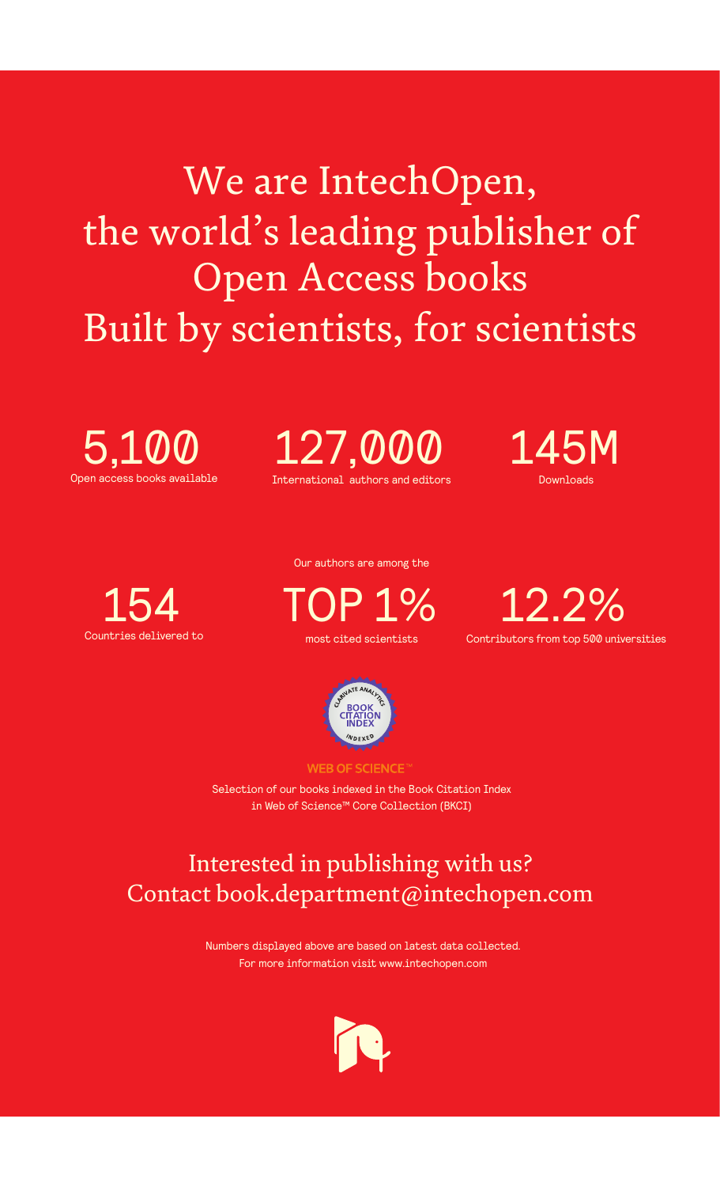# We are IntechOpen, the world's leading publisher of Open Access books

## Built by scientists, for scientists

**5,100**
Open access books available

**127,000**
International authors and editors

**145M**
Downloads

**154**
Countries delivered to

Our authors are among the

**TOP 1%**
most cited scientists

**12.2%**
Contributors from top 500 universities

BOOK CITATION INDEX
CLARIVATE ANALYTICS
INDEXED

WEB OF SCIENCE™

Selection of our books indexed in the Book Citation Index in Web of Science™ Core Collection (BKCI)

Interested in publishing with us?
Contact book.department@intechopen.com

Numbers displayed above are based on latest data collected.
For more information visit www.intechopen.com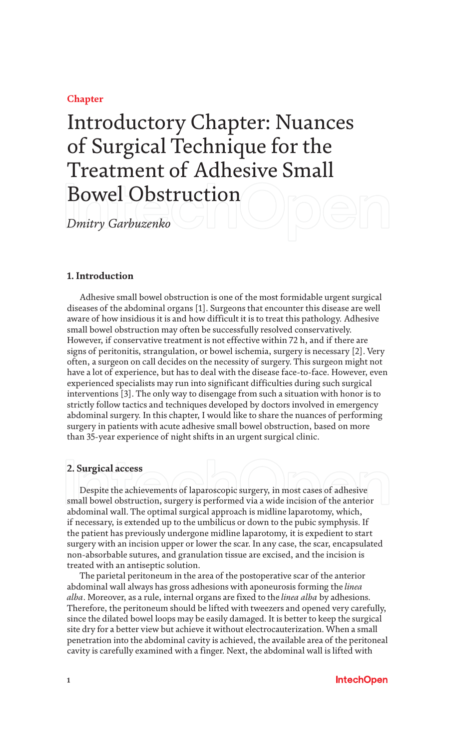Chapter

# Introductory Chapter: Nuances of Surgical Technique for the Treatment of Adhesive Small Bowel Obstruction

*Dmitry Garbuzenko*

## 1. Introduction

Adhesive small bowel obstruction is one of the most formidable urgent surgical diseases of the abdominal organs [1]. Surgeons that encounter this disease are well aware of how insidious it is and how difficult it is to treat this pathology. Adhesive small bowel obstruction may often be successfully resolved conservatively. However, if conservative treatment is not effective within 72 h, and if there are signs of peritonitis, strangulation, or bowel ischemia, surgery is necessary [2]. Very often, a surgeon on call decides on the necessity of surgery. This surgeon might not have a lot of experience, but has to deal with the disease face-to-face. However, even experienced specialists may run into significant difficulties during such surgical interventions [3]. The only way to disengage from such a situation with honor is to strictly follow tactics and techniques developed by doctors involved in emergency abdominal surgery. In this chapter, I would like to share the nuances of performing surgery in patients with acute adhesive small bowel obstruction, based on more than 35-year experience of night shifts in an urgent surgical clinic.

## 2. Surgical access

Despite the achievements of laparoscopic surgery, in most cases of adhesive small bowel obstruction, surgery is performed via a wide incision of the anterior abdominal wall. The optimal surgical approach is midline laparotomy, which, if necessary, is extended up to the umbilicus or down to the pubic symphysis. If the patient has previously undergone midline laparotomy, it is expedient to start surgery with an incision upper or lower the scar. In any case, the scar, encapsulated non-absorbable sutures, and granulation tissue are excised, and the incision is treated with an antiseptic solution.

The parietal peritoneum in the area of the postoperative scar of the anterior abdominal wall always has gross adhesions with aponeurosis forming the *linea alba*. Moreover, as a rule, internal organs are fixed to the *linea alba* by adhesions. Therefore, the peritoneum should be lifted with tweezers and opened very carefully, since the dilated bowel loops may be easily damaged. It is better to keep the surgical site dry for a better view but achieve it without electrocauterization. When a small penetration into the abdominal cavity is achieved, the available area of the peritoneal cavity is carefully examined with a finger. Next, the abdominal wall is lifted with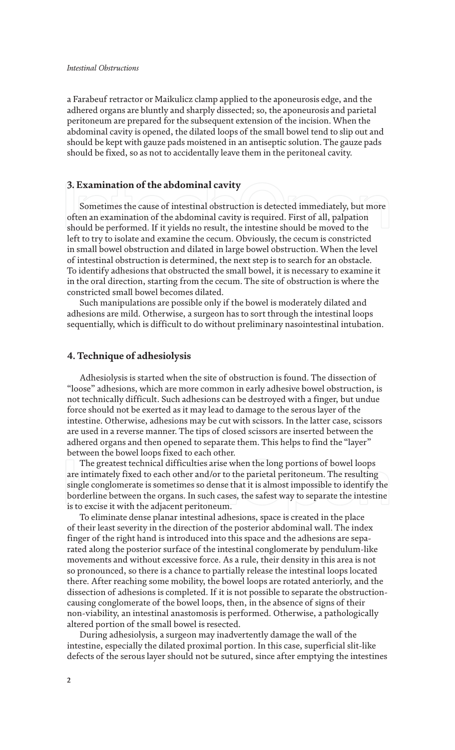a Farabeuf retractor or Maikulicz clamp applied to the aponeurosis edge, and the adhered organs are bluntly and sharply dissected; so, the aponeurosis and parietal peritoneum are prepared for the subsequent extension of the incision. When the abdominal cavity is opened, the dilated loops of the small bowel tend to slip out and should be kept with gauze pads moistened in an antiseptic solution. The gauze pads should be fixed, so as not to accidentally leave them in the peritoneal cavity.

## 3. Examination of the abdominal cavity

Sometimes the cause of intestinal obstruction is detected immediately, but more often an examination of the abdominal cavity is required. First of all, palpation should be performed. If it yields no result, the intestine should be moved to the left to try to isolate and examine the cecum. Obviously, the cecum is constricted in small bowel obstruction and dilated in large bowel obstruction. When the level of intestinal obstruction is determined, the next step is to search for an obstacle. To identify adhesions that obstructed the small bowel, it is necessary to examine it in the oral direction, starting from the cecum. The site of obstruction is where the constricted small bowel becomes dilated.

Such manipulations are possible only if the bowel is moderately dilated and adhesions are mild. Otherwise, a surgeon has to sort through the intestinal loops sequentially, which is difficult to do without preliminary nasointestinal intubation.

## 4. Technique of adhesiolysis

Adhesiolysis is started when the site of obstruction is found. The dissection of "loose" adhesions, which are more common in early adhesive bowel obstruction, is not technically difficult. Such adhesions can be destroyed with a finger, but undue force should not be exerted as it may lead to damage to the serous layer of the intestine. Otherwise, adhesions may be cut with scissors. In the latter case, scissors are used in a reverse manner. The tips of closed scissors are inserted between the adhered organs and then opened to separate them. This helps to find the "layer" between the bowel loops fixed to each other.

The greatest technical difficulties arise when the long portions of bowel loops are intimately fixed to each other and/or to the parietal peritoneum. The resulting single conglomerate is sometimes so dense that it is almost impossible to identify the borderline between the organs. In such cases, the safest way to separate the intestine is to excise it with the adjacent peritoneum.

To eliminate dense planar intestinal adhesions, space is created in the place of their least severity in the direction of the posterior abdominal wall. The index finger of the right hand is introduced into this space and the adhesions are separated along the posterior surface of the intestinal conglomerate by pendulum-like movements and without excessive force. As a rule, their density in this area is not so pronounced, so there is a chance to partially release the intestinal loops located there. After reaching some mobility, the bowel loops are rotated anteriorly, and the dissection of adhesions is completed. If it is not possible to separate the obstruction-causing conglomerate of the bowel loops, then, in the absence of signs of their non-viability, an intestinal anastomosis is performed. Otherwise, a pathologically altered portion of the small bowel is resected.

During adhesiolysis, a surgeon may inadvertently damage the wall of the intestine, especially the dilated proximal portion. In this case, superficial slit-like defects of the serous layer should not be sutured, since after emptying the intestines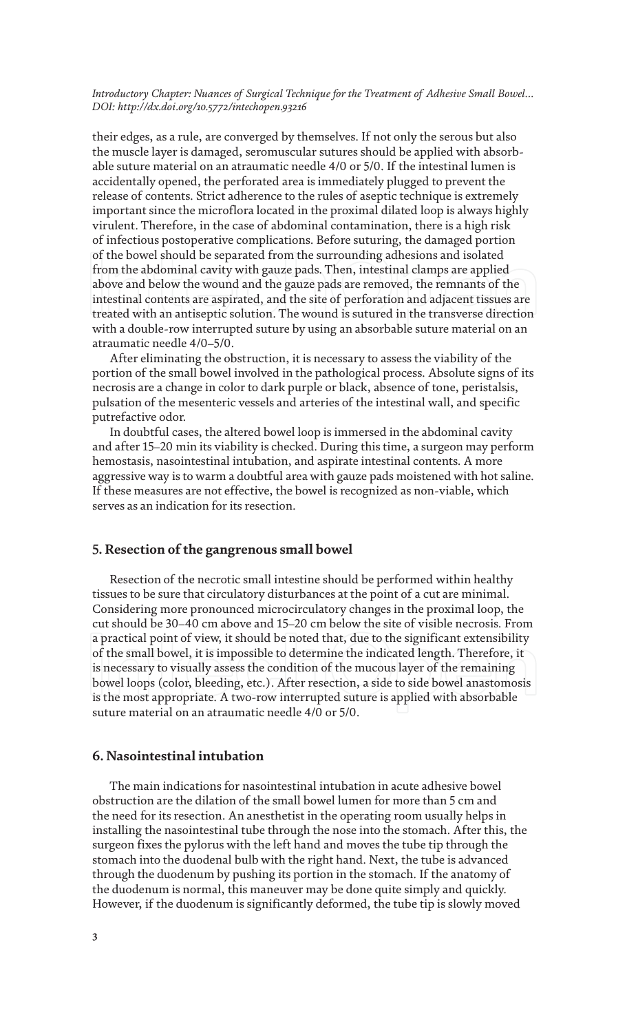their edges, as a rule, are converged by themselves. If not only the serous but also the muscle layer is damaged, seromuscular sutures should be applied with absorbable suture material on an atraumatic needle 4/0 or 5/0. If the intestinal lumen is accidentally opened, the perforated area is immediately plugged to prevent the release of contents. Strict adherence to the rules of aseptic technique is extremely important since the microflora located in the proximal dilated loop is always highly virulent. Therefore, in the case of abdominal contamination, there is a high risk of infectious postoperative complications. Before suturing, the damaged portion of the bowel should be separated from the surrounding adhesions and isolated from the abdominal cavity with gauze pads. Then, intestinal clamps are applied above and below the wound and the gauze pads are removed, the remnants of the intestinal contents are aspirated, and the site of perforation and adjacent tissues are treated with an antiseptic solution. The wound is sutured in the transverse direction with a double-row interrupted suture by using an absorbable suture material on an atraumatic needle 4/0–5/0.

After eliminating the obstruction, it is necessary to assess the viability of the portion of the small bowel involved in the pathological process. Absolute signs of its necrosis are a change in color to dark purple or black, absence of tone, peristalsis, pulsation of the mesenteric vessels and arteries of the intestinal wall, and specific putrefactive odor.

In doubtful cases, the altered bowel loop is immersed in the abdominal cavity and after 15–20 min its viability is checked. During this time, a surgeon may perform hemostasis, nasointestinal intubation, and aspirate intestinal contents. A more aggressive way is to warm a doubtful area with gauze pads moistened with hot saline. If these measures are not effective, the bowel is recognized as non-viable, which serves as an indication for its resection.

## 5. Resection of the gangrenous small bowel

Resection of the necrotic small intestine should be performed within healthy tissues to be sure that circulatory disturbances at the point of a cut are minimal. Considering more pronounced microcirculatory changes in the proximal loop, the cut should be 30–40 cm above and 15–20 cm below the site of visible necrosis. From a practical point of view, it should be noted that, due to the significant extensibility of the small bowel, it is impossible to determine the indicated length. Therefore, it is necessary to visually assess the condition of the mucous layer of the remaining bowel loops (color, bleeding, etc.). After resection, a side to side bowel anastomosis is the most appropriate. A two-row interrupted suture is applied with absorbable suture material on an atraumatic needle 4/0 or 5/0.

## 6. Nasointestinal intubation

The main indications for nasointestinal intubation in acute adhesive bowel obstruction are the dilation of the small bowel lumen for more than 5 cm and the need for its resection. An anesthetist in the operating room usually helps in installing the nasointestinal tube through the nose into the stomach. After this, the surgeon fixes the pylorus with the left hand and moves the tube tip through the stomach into the duodenal bulb with the right hand. Next, the tube is advanced through the duodenum by pushing its portion in the stomach. If the anatomy of the duodenum is normal, this maneuver may be done quite simply and quickly. However, if the duodenum is significantly deformed, the tube tip is slowly moved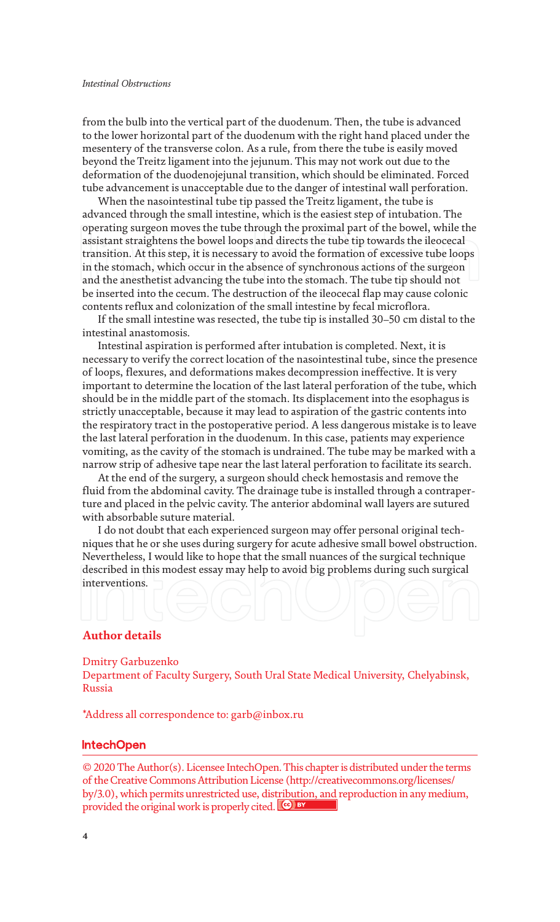from the bulb into the vertical part of the duodenum. Then, the tube is advanced to the lower horizontal part of the duodenum with the right hand placed under the mesentery of the transverse colon. As a rule, from there the tube is easily moved beyond the Treitz ligament into the jejunum. This may not work out due to the deformation of the duodenojejunal transition, which should be eliminated. Forced tube advancement is unacceptable due to the danger of intestinal wall perforation.

When the nasointestinal tube tip passed the Treitz ligament, the tube is advanced through the small intestine, which is the easiest step of intubation. The operating surgeon moves the tube through the proximal part of the bowel, while the assistant straightens the bowel loops and directs the tube tip towards the ileocecal transition. At this step, it is necessary to avoid the formation of excessive tube loops in the stomach, which occur in the absence of synchronous actions of the surgeon and the anesthetist advancing the tube into the stomach. The tube tip should not be inserted into the cecum. The destruction of the ileocecal flap may cause colonic contents reflux and colonization of the small intestine by fecal microflora.

If the small intestine was resected, the tube tip is installed 30–50 cm distal to the intestinal anastomosis.

Intestinal aspiration is performed after intubation is completed. Next, it is necessary to verify the correct location of the nasointestinal tube, since the presence of loops, flexures, and deformations makes decompression ineffective. It is very important to determine the location of the last lateral perforation of the tube, which should be in the middle part of the stomach. Its displacement into the esophagus is strictly unacceptable, because it may lead to aspiration of the gastric contents into the respiratory tract in the postoperative period. A less dangerous mistake is to leave the last lateral perforation in the duodenum. In this case, patients may experience vomiting, as the cavity of the stomach is undrained. The tube may be marked with a narrow strip of adhesive tape near the last lateral perforation to facilitate its search.

At the end of the surgery, a surgeon should check hemostasis and remove the fluid from the abdominal cavity. The drainage tube is installed through a contraperture and placed in the pelvic cavity. The anterior abdominal wall layers are sutured with absorbable suture material.

I do not doubt that each experienced surgeon may offer personal original techniques that he or she uses during surgery for acute adhesive small bowel obstruction. Nevertheless, I would like to hope that the small nuances of the surgical technique described in this modest essay may help to avoid big problems during such surgical interventions.

## Author details

Dmitry Garbuzenko
Department of Faculty Surgery, South Ural State Medical University, Chelyabinsk, Russia

*Address all correspondence to: garb@inbox.ru

© 2020 The Author(s). Licensee IntechOpen. This chapter is distributed under the terms of the Creative Commons Attribution License (http://creativecommons.org/licenses/by/3.0), which permits unrestricted use, distribution, and reproduction in any medium, provided the original work is properly cited.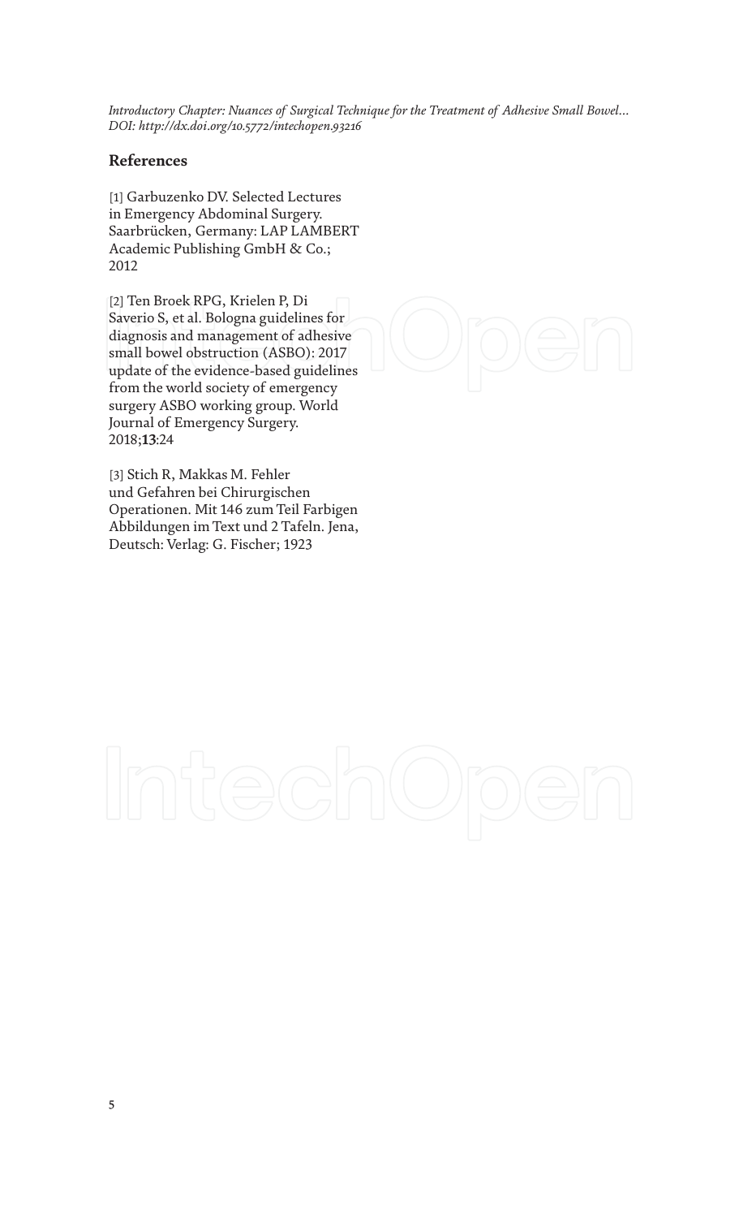## References

[1] Garbuzenko DV. Selected Lectures in Emergency Abdominal Surgery. Saarbrücken, Germany: LAP LAMBERT Academic Publishing GmbH & Co.; 2012

[2] Ten Broek RPG, Krielen P, Di Saverio S, et al. Bologna guidelines for diagnosis and management of adhesive small bowel obstruction (ASBO): 2017 update of the evidence-based guidelines from the world society of emergency surgery ASBO working group. World Journal of Emergency Surgery. 2018;**13**:24

[3] Stich R, Makkas M. Fehler und Gefahren bei Chirurgischen Operationen. Mit 146 zum Teil Farbigen Abbildungen im Text und 2 Tafeln. Jena, Deutsch: Verlag: G. Fischer; 1923